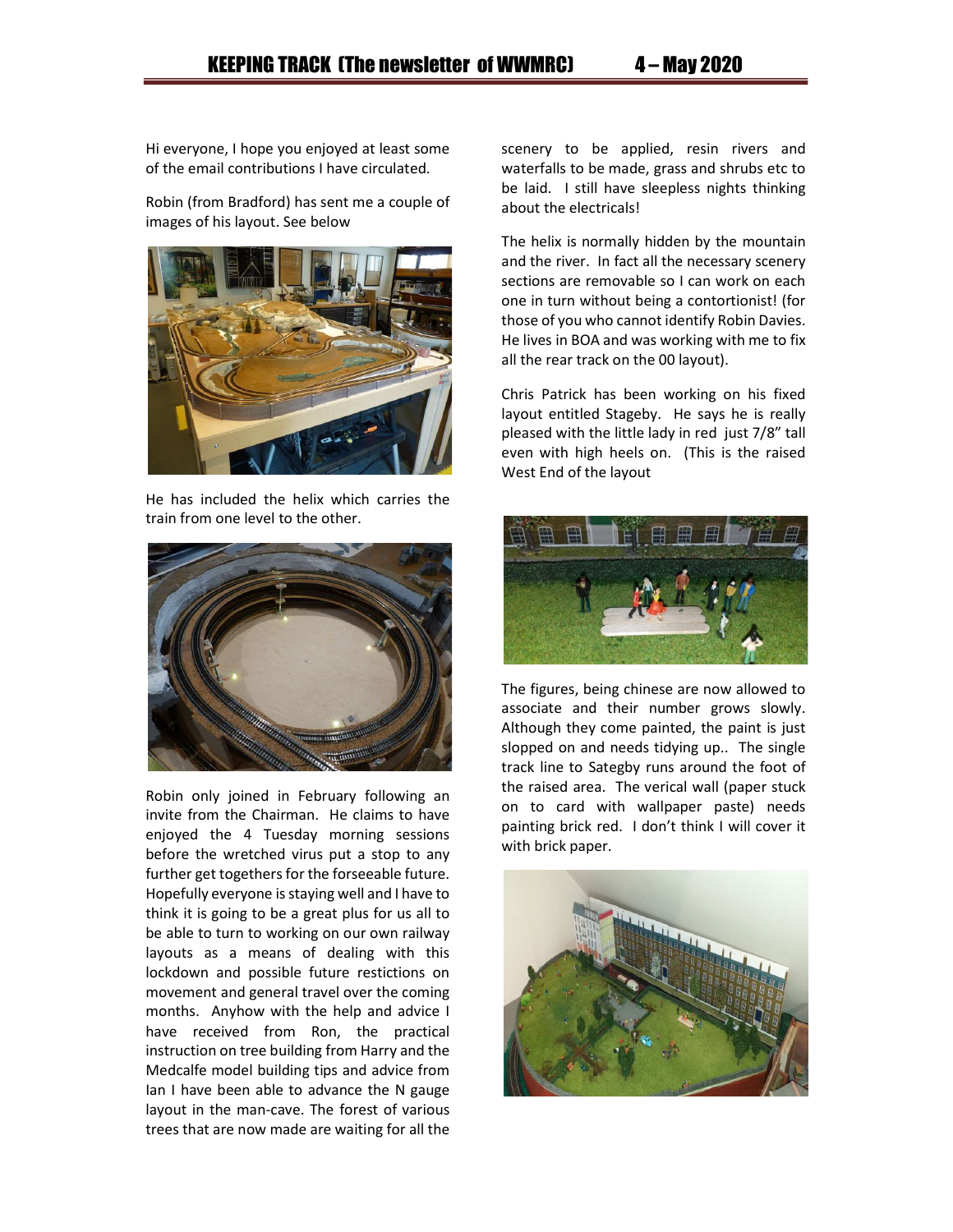Hi everyone, I hope you enjoyed at least some of the email contributions I have circulated.

Robin (from Bradford) has sent me a couple of images of his layout. See below

He has included the helix which carries the train from one level to the other.

Robin only joined in February following an invite from the Chairman. He claims to have enjoyed the 4 Tuesday morning sessions before the wretched virus put a stop to any further get togethers for the forseeable future. Hopefully everyone is staying well and I have to think it is going to be a great plus for us all to be able to turn to working on our own railway layouts as a means of dealing with this lockdown and possible future restrictions on movement and general travel over the coming months. Anyhow with the help and advice I have received from Ron, the practical instruction on tree building from Harry and the Medcalfe model building tips and advice from Ian I have been able to advance the N gauge layout in the man-cave. The forest of various trees that are now made are waiting for all the scenery to be applied, resin rivers and waterfalls to be made, grass and shrubs etc to be laid. I still have sleepless nights thinking about the electricals!

The helix is normally hidden by the mountain and the river. In fact all the necessary scenery sections are removable so I can work on each one in turn without being a contortionist! (for those of you who cannot identify Robin Davies. He lives in BOA and was working with me to fix all the rear track on the 00 layout).

Chris Patrick has been working on his fixed layout entitled Stageby. He says he is really pleased with the little lady in red just 7/8" tall even with high heels on. (This is the raised West End of the layout

The figures, being chinese are now allowed to associate and their number grows slowly. Although they come painted, the paint is just slopped on and needs tidying up.. The single track line to Sategby runs around the foot of the raised area. The verical wall (paper stuck on to card with wallpaper paste) needs painting brick red. I don't think I will cover it with brick paper.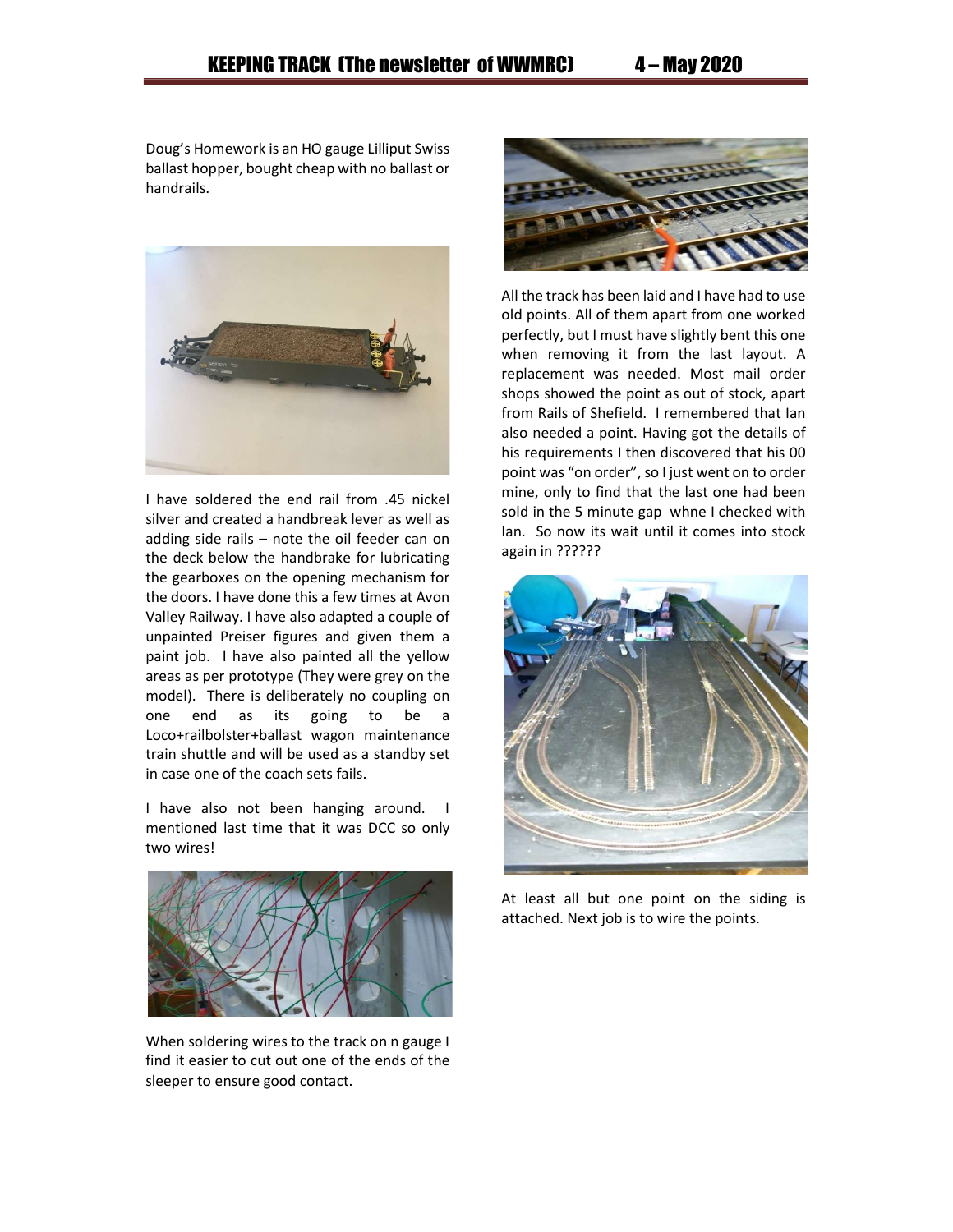Doug's Homework is an HO gauge Lilliput Swiss ballast hopper, bought cheap with no ballast or handrails.

I have soldered the end rail from .45 nickel silver and created a handbreak lever as well as adding side rails – note the oil feeder can on the deck below the handbrake for lubricating the gearboxes on the opening mechanism for the doors. I have done this a few times at Avon Valley Railway. I have also adapted a couple of unpainted Preiser figures and given them a paint job. I have also painted all the yellow areas as per prototype (They were grey on the model). There is deliberately no coupling on one end as its going to be a Loco+railbolster+ballast wagon maintenance train shuttle and will be used as a standby set in case one of the coach sets fails.

I have also not been hanging around. I mentioned last time that it was DCC so only two wires!

When soldering wires to the track on n gauge I find it easier to cut out one of the ends of the sleeper to ensure good contact.

All the track has been laid and I have had to use old points. All of them apart from one worked perfectly, but I must have slightly bent this one when removing it from the last layout. A replacement was needed. Most mail order shops showed the point as out of stock, apart from Rails of Shefield. I remembered that Ian also needed a point. Having got the details of his requirements I then discovered that his 00 point was "on order", so I just went on to order mine, only to find that the last one had been sold in the 5 minute gap whne I checked with Ian. So now its wait until it comes into stock again in ??????

At least all but one point on the siding is attached. Next job is to wire the points.